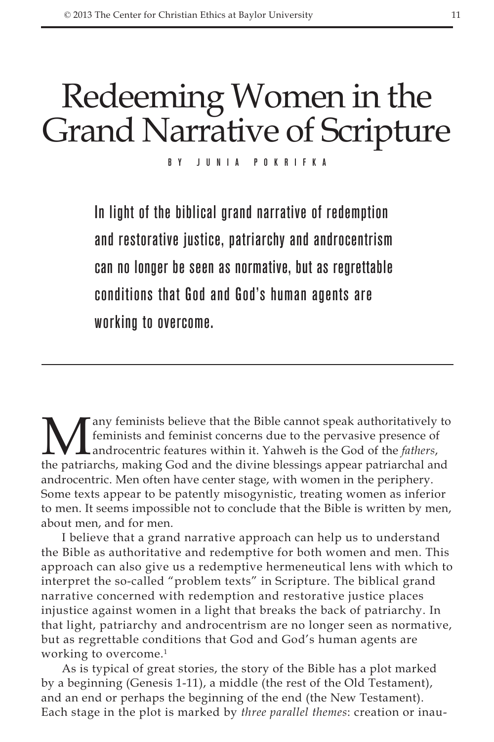# Redeeming Women in the Grand Narrative of Scripture

BY JUNIA POKRIFKA

**In light of the biblical grand narrative of redemption and restorative justice, patriarchy and androcentrism can no longer be seen as normative, but as regrettable conditions that God and God's human agents are working to overcome.**

---

Many feminists believe that the Bible cannot speak authoritatively to feminists and feminist concerns due to the pervasive presence of androcentric features within it. Yahweh is the God of the *fathers*, the patriarchs, making God and the divine blessings appear patriarchal and androcentric. Men often have center stage, with women in the periphery. Some texts appear to be patently misogynistic, treating women as inferior to men. It seems impossible not to conclude that the Bible is written by men, about men, and for men.

I believe that a grand narrative approach can help us to understand the Bible as authoritative and redemptive for both women and men. This approach can also give us a redemptive hermeneutical lens with which to interpret the so-called "problem texts" in Scripture. The biblical grand narrative concerned with redemption and restorative justice places injustice against women in a light that breaks the back of patriarchy. In that light, patriarchy and androcentrism are no longer seen as normative, but as regrettable conditions that God and God's human agents are working to overcome.[1]

As is typical of great stories, the story of the Bible has a plot marked by a beginning (Genesis 1-11), a middle (the rest of the Old Testament), and an end or perhaps the beginning of the end (the New Testament). Each stage in the plot is marked by *three parallel themes*: creation or inau-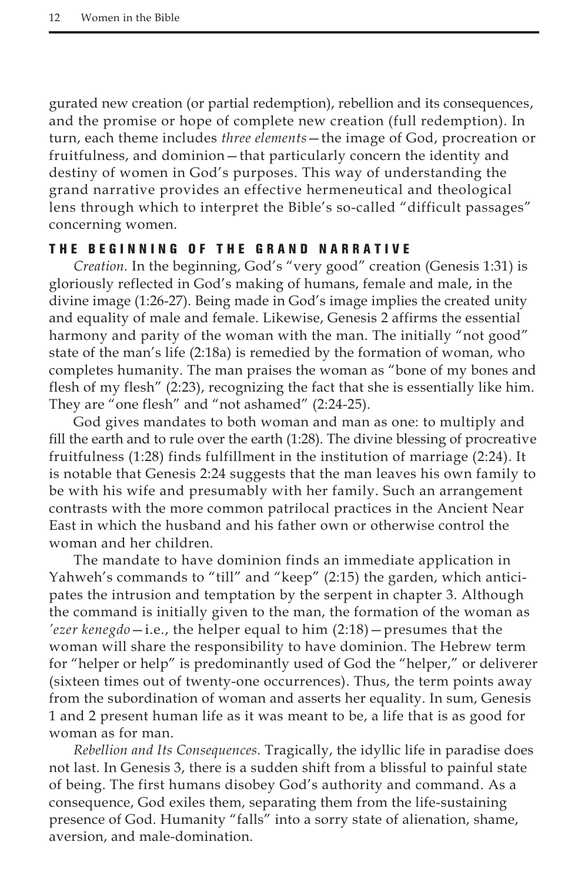gurated new creation (or partial redemption), rebellion and its consequences, and the promise or hope of complete new creation (full redemption). In turn, each theme includes *three elements*—the image of God, procreation or fruitfulness, and dominion—that particularly concern the identity and destiny of women in God's purposes. This way of understanding the grand narrative provides an effective hermeneutical and theological lens through which to interpret the Bible's so-called "difficult passages" concerning women.

## THE BEGINNING OF THE GRAND NARRATIVE

*Creation.* In the beginning, God's "very good" creation (Genesis 1:31) is gloriously reflected in God's making of humans, female and male, in the divine image (1:26-27). Being made in God's image implies the created unity and equality of male and female. Likewise, Genesis 2 affirms the essential harmony and parity of the woman with the man. The initially "not good" state of the man's life (2:18a) is remedied by the formation of woman, who completes humanity. The man praises the woman as "bone of my bones and flesh of my flesh" (2:23), recognizing the fact that she is essentially like him. They are "one flesh" and "not ashamed" (2:24-25).

God gives mandates to both woman and man as one: to multiply and fill the earth and to rule over the earth (1:28). The divine blessing of procreative fruitfulness (1:28) finds fulfillment in the institution of marriage (2:24). It is notable that Genesis 2:24 suggests that the man leaves his own family to be with his wife and presumably with her family. Such an arrangement contrasts with the more common patrilocal practices in the Ancient Near East in which the husband and his father own or otherwise control the woman and her children.

The mandate to have dominion finds an immediate application in Yahweh's commands to "till" and "keep" (2:15) the garden, which anticipates the intrusion and temptation by the serpent in chapter 3. Although the command is initially given to the man, the formation of the woman as *'ezer kenegdo*—i.e., the helper equal to him (2:18)—presumes that the woman will share the responsibility to have dominion. The Hebrew term for "helper or help" is predominantly used of God the "helper," or deliverer (sixteen times out of twenty-one occurrences). Thus, the term points away from the subordination of woman and asserts her equality. In sum, Genesis 1 and 2 present human life as it was meant to be, a life that is as good for woman as for man.

*Rebellion and Its Consequences.* Tragically, the idyllic life in paradise does not last. In Genesis 3, there is a sudden shift from a blissful to painful state of being. The first humans disobey God's authority and command. As a consequence, God exiles them, separating them from the life-sustaining presence of God. Humanity "falls" into a sorry state of alienation, shame, aversion, and male-domination.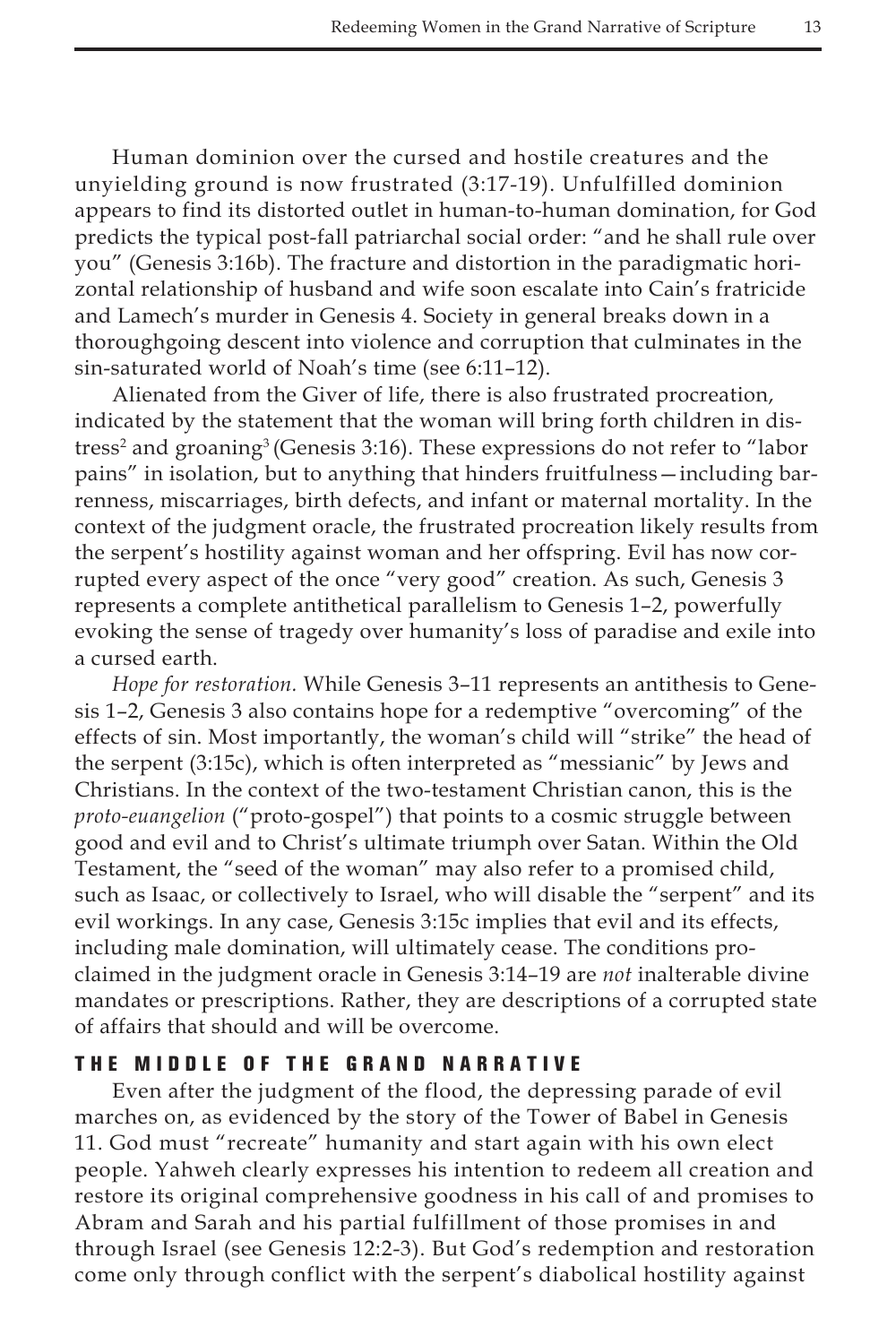Human dominion over the cursed and hostile creatures and the unyielding ground is now frustrated (3:17-19). Unfulfilled dominion appears to find its distorted outlet in human-to-human domination, for God predicts the typical post-fall patriarchal social order: "and he shall rule over you" (Genesis 3:16b). The fracture and distortion in the paradigmatic horizontal relationship of husband and wife soon escalate into Cain's fratricide and Lamech's murder in Genesis 4. Society in general breaks down in a thoroughgoing descent into violence and corruption that culminates in the sin-saturated world of Noah's time (see 6:11–12).

Alienated from the Giver of life, there is also frustrated procreation, indicated by the statement that the woman will bring forth children in distress[2] and groaning[3] (Genesis 3:16). These expressions do not refer to "labor pains" in isolation, but to anything that hinders fruitfulness—including barrenness, miscarriages, birth defects, and infant or maternal mortality. In the context of the judgment oracle, the frustrated procreation likely results from the serpent's hostility against woman and her offspring. Evil has now corrupted every aspect of the once "very good" creation. As such, Genesis 3 represents a complete antithetical parallelism to Genesis 1–2, powerfully evoking the sense of tragedy over humanity's loss of paradise and exile into a cursed earth.

*Hope for restoration.* While Genesis 3–11 represents an antithesis to Genesis 1–2, Genesis 3 also contains hope for a redemptive "overcoming" of the effects of sin. Most importantly, the woman's child will "strike" the head of the serpent (3:15c), which is often interpreted as "messianic" by Jews and Christians. In the context of the two-testament Christian canon, this is the *proto-euangelion* ("proto-gospel") that points to a cosmic struggle between good and evil and to Christ's ultimate triumph over Satan. Within the Old Testament, the "seed of the woman" may also refer to a promised child, such as Isaac, or collectively to Israel, who will disable the "serpent" and its evil workings. In any case, Genesis 3:15c implies that evil and its effects, including male domination, will ultimately cease. The conditions proclaimed in the judgment oracle in Genesis 3:14–19 are *not* inalterable divine mandates or prescriptions. Rather, they are descriptions of a corrupted state of affairs that should and will be overcome.

## THE MIDDLE OF THE GRAND NARRATIVE

Even after the judgment of the flood, the depressing parade of evil marches on, as evidenced by the story of the Tower of Babel in Genesis 11. God must "recreate" humanity and start again with his own elect people. Yahweh clearly expresses his intention to redeem all creation and restore its original comprehensive goodness in his call of and promises to Abram and Sarah and his partial fulfillment of those promises in and through Israel (see Genesis 12:2-3). But God's redemption and restoration come only through conflict with the serpent's diabolical hostility against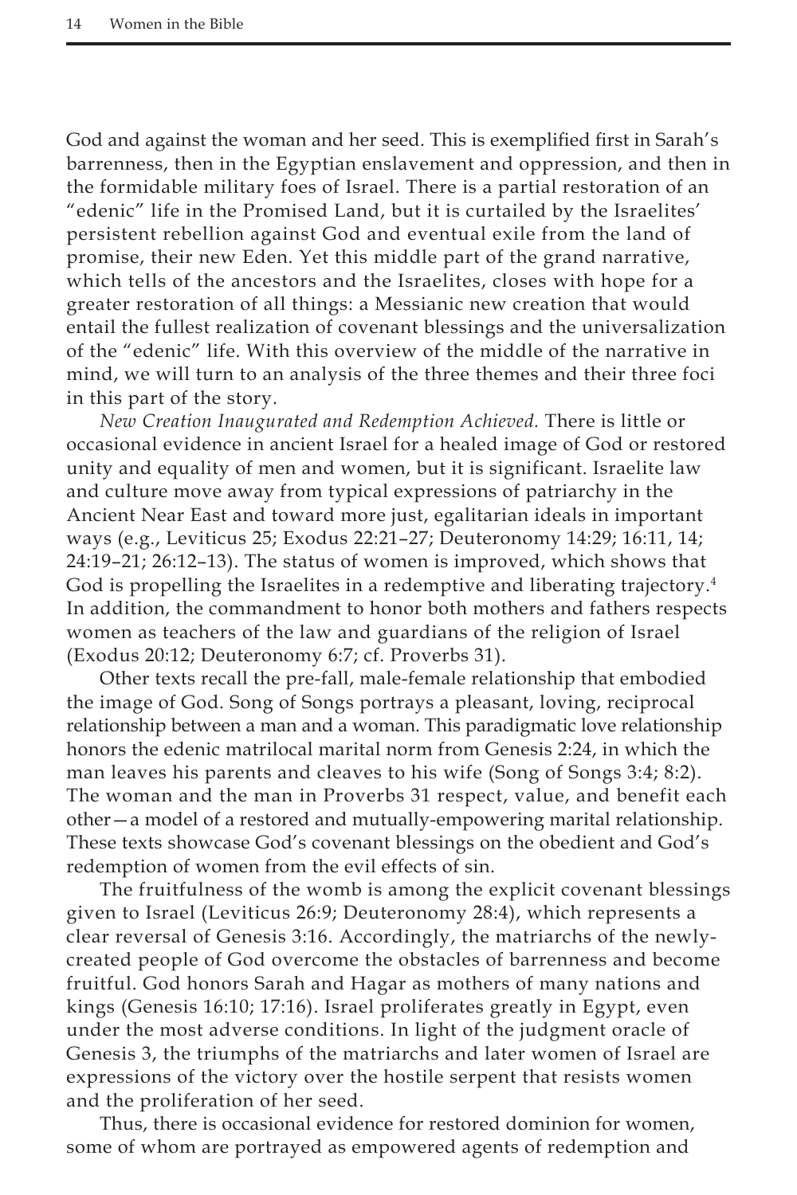God and against the woman and her seed. This is exemplified first in Sarah's barrenness, then in the Egyptian enslavement and oppression, and then in the formidable military foes of Israel. There is a partial restoration of an "edenic" life in the Promised Land, but it is curtailed by the Israelites' persistent rebellion against God and eventual exile from the land of promise, their new Eden. Yet this middle part of the grand narrative, which tells of the ancestors and the Israelites, closes with hope for a greater restoration of all things: a Messianic new creation that would entail the fullest realization of covenant blessings and the universalization of the "edenic" life. With this overview of the middle of the narrative in mind, we will turn to an analysis of the three themes and their three foci in this part of the story.

*New Creation Inaugurated and Redemption Achieved.* There is little or occasional evidence in ancient Israel for a healed image of God or restored unity and equality of men and women, but it is significant. Israelite law and culture move away from typical expressions of patriarchy in the Ancient Near East and toward more just, egalitarian ideals in important ways (e.g., Leviticus 25; Exodus 22:21–27; Deuteronomy 14:29; 16:11, 14; 24:19–21; 26:12–13). The status of women is improved, which shows that God is propelling the Israelites in a redemptive and liberating trajectory.[4] In addition, the commandment to honor both mothers and fathers respects women as teachers of the law and guardians of the religion of Israel (Exodus 20:12; Deuteronomy 6:7; cf. Proverbs 31).

Other texts recall the pre-fall, male-female relationship that embodied the image of God. Song of Songs portrays a pleasant, loving, reciprocal relationship between a man and a woman. This paradigmatic love relationship honors the edenic matrilocal marital norm from Genesis 2:24, in which the man leaves his parents and cleaves to his wife (Song of Songs 3:4; 8:2). The woman and the man in Proverbs 31 respect, value, and benefit each other—a model of a restored and mutually-empowering marital relationship. These texts showcase God's covenant blessings on the obedient and God's redemption of women from the evil effects of sin.

The fruitfulness of the womb is among the explicit covenant blessings given to Israel (Leviticus 26:9; Deuteronomy 28:4), which represents a clear reversal of Genesis 3:16. Accordingly, the matriarchs of the newly-created people of God overcome the obstacles of barrenness and become fruitful. God honors Sarah and Hagar as mothers of many nations and kings (Genesis 16:10; 17:16). Israel proliferates greatly in Egypt, even under the most adverse conditions. In light of the judgment oracle of Genesis 3, the triumphs of the matriarchs and later women of Israel are expressions of the victory over the hostile serpent that resists women and the proliferation of her seed.

Thus, there is occasional evidence for restored dominion for women, some of whom are portrayed as empowered agents of redemption and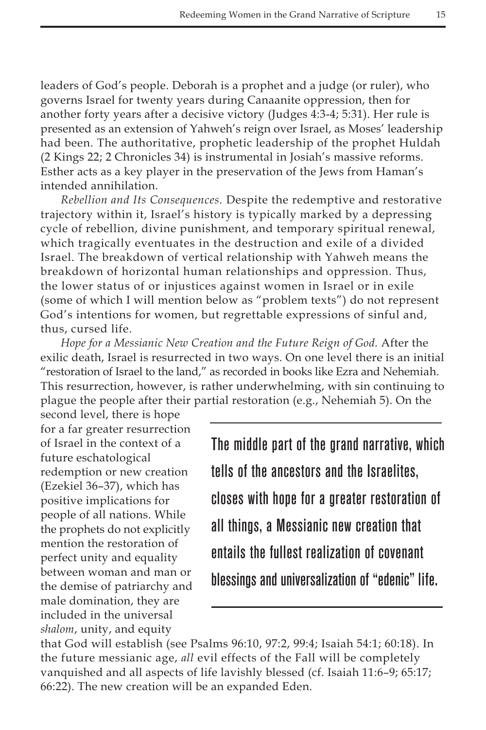leaders of God's people. Deborah is a prophet and a judge (or ruler), who governs Israel for twenty years during Canaanite oppression, then for another forty years after a decisive victory (Judges 4:3-4; 5:31). Her rule is presented as an extension of Yahweh's reign over Israel, as Moses' leadership had been. The authoritative, prophetic leadership of the prophet Huldah (2 Kings 22; 2 Chronicles 34) is instrumental in Josiah's massive reforms. Esther acts as a key player in the preservation of the Jews from Haman's intended annihilation.

*Rebellion and Its Consequences.* Despite the redemptive and restorative trajectory within it, Israel's history is typically marked by a depressing cycle of rebellion, divine punishment, and temporary spiritual renewal, which tragically eventuates in the destruction and exile of a divided Israel. The breakdown of vertical relationship with Yahweh means the breakdown of horizontal human relationships and oppression. Thus, the lower status of or injustices against women in Israel or in exile (some of which I will mention below as "problem texts") do not represent God's intentions for women, but regrettable expressions of sinful and, thus, cursed life.

*Hope for a Messianic New Creation and the Future Reign of God.* After the exilic death, Israel is resurrected in two ways. On one level there is an initial "restoration of Israel to the land," as recorded in books like Ezra and Nehemiah. This resurrection, however, is rather underwhelming, with sin continuing to plague the people after their partial restoration (e.g., Nehemiah 5). On the second level, there is hope for a far greater resurrection of Israel in the context of a future eschatological redemption or new creation (Ezekiel 36–37), which has positive implications for people of all nations. While the prophets do not explicitly mention the restoration of perfect unity and equality between woman and man or the demise of patriarchy and male domination, they are included in the universal *shalom*, unity, and equity that God will establish (see Psalms 96:10, 97:2, 99:4; Isaiah 54:1; 60:18). In the future messianic age, *all* evil effects of the Fall will be completely vanquished and all aspects of life lavishly blessed (cf. Isaiah 11:6–9; 65:17; 66:22). The new creation will be an expanded Eden.

> The middle part of the grand narrative, which tells of the ancestors and the Israelites, closes with hope for a greater restoration of all things, a Messianic new creation that entails the fullest realization of covenant blessings and universalization of "edenic" life.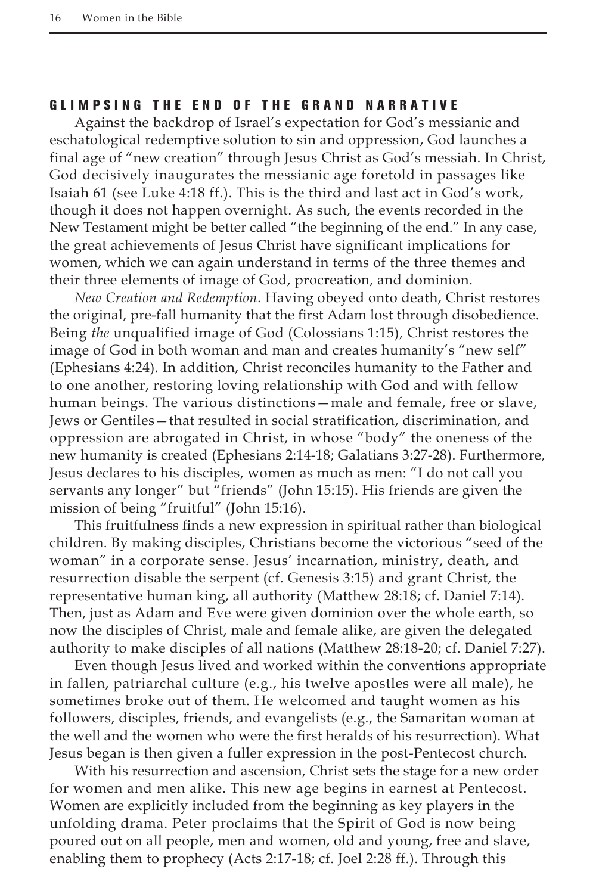## GLIMPSING THE END OF THE GRAND NARRATIVE

Against the backdrop of Israel's expectation for God's messianic and eschatological redemptive solution to sin and oppression, God launches a final age of "new creation" through Jesus Christ as God's messiah. In Christ, God decisively inaugurates the messianic age foretold in passages like Isaiah 61 (see Luke 4:18 ff.). This is the third and last act in God's work, though it does not happen overnight. As such, the events recorded in the New Testament might be better called "the beginning of the end." In any case, the great achievements of Jesus Christ have significant implications for women, which we can again understand in terms of the three themes and their three elements of image of God, procreation, and dominion.

*New Creation and Redemption*. Having obeyed onto death, Christ restores the original, pre-fall humanity that the first Adam lost through disobedience. Being *the* unqualified image of God (Colossians 1:15), Christ restores the image of God in both woman and man and creates humanity's "new self" (Ephesians 4:24). In addition, Christ reconciles humanity to the Father and to one another, restoring loving relationship with God and with fellow human beings. The various distinctions—male and female, free or slave, Jews or Gentiles—that resulted in social stratification, discrimination, and oppression are abrogated in Christ, in whose "body" the oneness of the new humanity is created (Ephesians 2:14-18; Galatians 3:27-28). Furthermore, Jesus declares to his disciples, women as much as men: "I do not call you servants any longer" but "friends" (John 15:15). His friends are given the mission of being "fruitful" (John 15:16).

This fruitfulness finds a new expression in spiritual rather than biological children. By making disciples, Christians become the victorious "seed of the woman" in a corporate sense. Jesus' incarnation, ministry, death, and resurrection disable the serpent (cf. Genesis 3:15) and grant Christ, the representative human king, all authority (Matthew 28:18; cf. Daniel 7:14). Then, just as Adam and Eve were given dominion over the whole earth, so now the disciples of Christ, male and female alike, are given the delegated authority to make disciples of all nations (Matthew 28:18-20; cf. Daniel 7:27).

Even though Jesus lived and worked within the conventions appropriate in fallen, patriarchal culture (e.g., his twelve apostles were all male), he sometimes broke out of them. He welcomed and taught women as his followers, disciples, friends, and evangelists (e.g., the Samaritan woman at the well and the women who were the first heralds of his resurrection). What Jesus began is then given a fuller expression in the post-Pentecost church.

With his resurrection and ascension, Christ sets the stage for a new order for women and men alike. This new age begins in earnest at Pentecost. Women are explicitly included from the beginning as key players in the unfolding drama. Peter proclaims that the Spirit of God is now being poured out on all people, men and women, old and young, free and slave, enabling them to prophecy (Acts 2:17-18; cf. Joel 2:28 ff.). Through this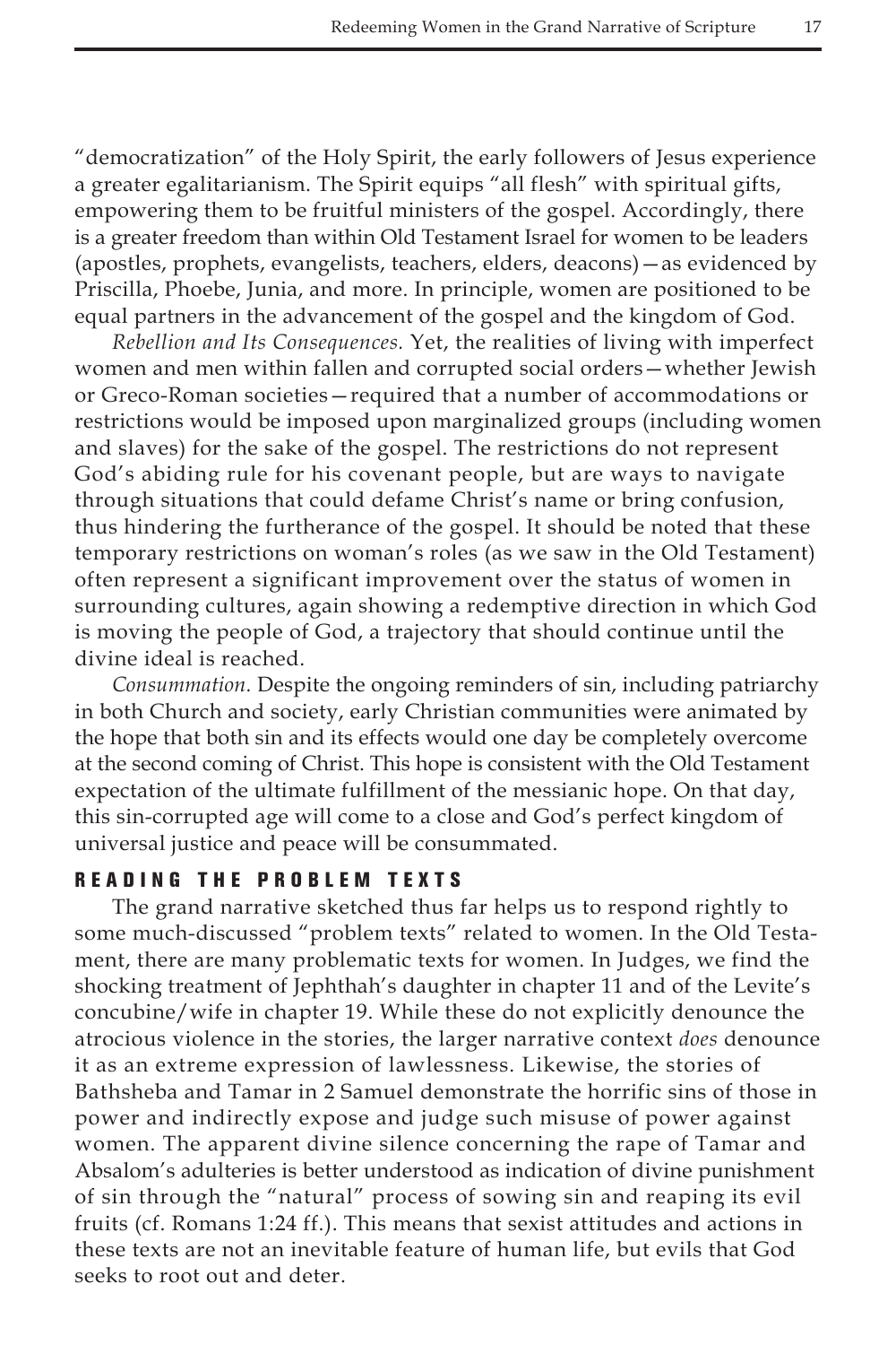"democratization" of the Holy Spirit, the early followers of Jesus experience a greater egalitarianism. The Spirit equips "all flesh" with spiritual gifts, empowering them to be fruitful ministers of the gospel. Accordingly, there is a greater freedom than within Old Testament Israel for women to be leaders (apostles, prophets, evangelists, teachers, elders, deacons)—as evidenced by Priscilla, Phoebe, Junia, and more. In principle, women are positioned to be equal partners in the advancement of the gospel and the kingdom of God.

*Rebellion and Its Consequences.* Yet, the realities of living with imperfect women and men within fallen and corrupted social orders—whether Jewish or Greco-Roman societies—required that a number of accommodations or restrictions would be imposed upon marginalized groups (including women and slaves) for the sake of the gospel. The restrictions do not represent God's abiding rule for his covenant people, but are ways to navigate through situations that could defame Christ's name or bring confusion, thus hindering the furtherance of the gospel. It should be noted that these temporary restrictions on woman's roles (as we saw in the Old Testament) often represent a significant improvement over the status of women in surrounding cultures, again showing a redemptive direction in which God is moving the people of God, a trajectory that should continue until the divine ideal is reached.

*Consummation.* Despite the ongoing reminders of sin, including patriarchy in both Church and society, early Christian communities were animated by the hope that both sin and its effects would one day be completely overcome at the second coming of Christ. This hope is consistent with the Old Testament expectation of the ultimate fulfillment of the messianic hope. On that day, this sin-corrupted age will come to a close and God's perfect kingdom of universal justice and peace will be consummated.

## READING THE PROBLEM TEXTS

The grand narrative sketched thus far helps us to respond rightly to some much-discussed "problem texts" related to women. In the Old Testament, there are many problematic texts for women. In Judges, we find the shocking treatment of Jephthah's daughter in chapter 11 and of the Levite's concubine/wife in chapter 19. While these do not explicitly denounce the atrocious violence in the stories, the larger narrative context *does* denounce it as an extreme expression of lawlessness. Likewise, the stories of Bathsheba and Tamar in 2 Samuel demonstrate the horrific sins of those in power and indirectly expose and judge such misuse of power against women. The apparent divine silence concerning the rape of Tamar and Absalom's adulteries is better understood as indication of divine punishment of sin through the "natural" process of sowing sin and reaping its evil fruits (cf. Romans 1:24 ff.). This means that sexist attitudes and actions in these texts are not an inevitable feature of human life, but evils that God seeks to root out and deter.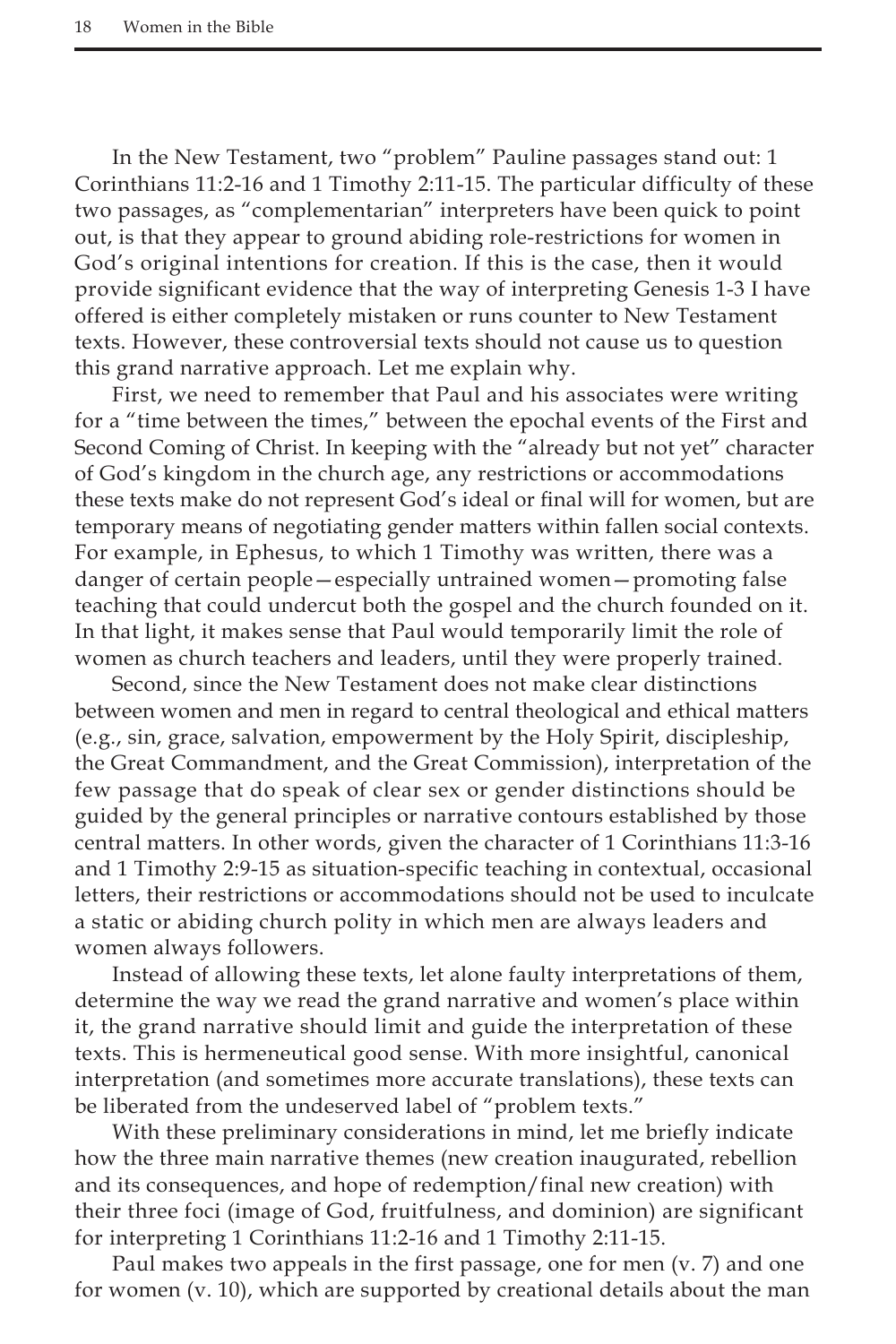In the New Testament, two "problem" Pauline passages stand out: 1 Corinthians 11:2-16 and 1 Timothy 2:11-15. The particular difficulty of these two passages, as "complementarian" interpreters have been quick to point out, is that they appear to ground abiding role-restrictions for women in God's original intentions for creation. If this is the case, then it would provide significant evidence that the way of interpreting Genesis 1-3 I have offered is either completely mistaken or runs counter to New Testament texts. However, these controversial texts should not cause us to question this grand narrative approach. Let me explain why.

First, we need to remember that Paul and his associates were writing for a "time between the times," between the epochal events of the First and Second Coming of Christ. In keeping with the "already but not yet" character of God's kingdom in the church age, any restrictions or accommodations these texts make do not represent God's ideal or final will for women, but are temporary means of negotiating gender matters within fallen social contexts. For example, in Ephesus, to which 1 Timothy was written, there was a danger of certain people—especially untrained women—promoting false teaching that could undercut both the gospel and the church founded on it. In that light, it makes sense that Paul would temporarily limit the role of women as church teachers and leaders, until they were properly trained.

Second, since the New Testament does not make clear distinctions between women and men in regard to central theological and ethical matters (e.g., sin, grace, salvation, empowerment by the Holy Spirit, discipleship, the Great Commandment, and the Great Commission), interpretation of the few passage that do speak of clear sex or gender distinctions should be guided by the general principles or narrative contours established by those central matters. In other words, given the character of 1 Corinthians 11:3-16 and 1 Timothy 2:9-15 as situation-specific teaching in contextual, occasional letters, their restrictions or accommodations should not be used to inculcate a static or abiding church polity in which men are always leaders and women always followers.

Instead of allowing these texts, let alone faulty interpretations of them, determine the way we read the grand narrative and women's place within it, the grand narrative should limit and guide the interpretation of these texts. This is hermeneutical good sense. With more insightful, canonical interpretation (and sometimes more accurate translations), these texts can be liberated from the undeserved label of "problem texts."

With these preliminary considerations in mind, let me briefly indicate how the three main narrative themes (new creation inaugurated, rebellion and its consequences, and hope of redemption/final new creation) with their three foci (image of God, fruitfulness, and dominion) are significant for interpreting 1 Corinthians 11:2-16 and 1 Timothy 2:11-15.

Paul makes two appeals in the first passage, one for men (v. 7) and one for women (v. 10), which are supported by creational details about the man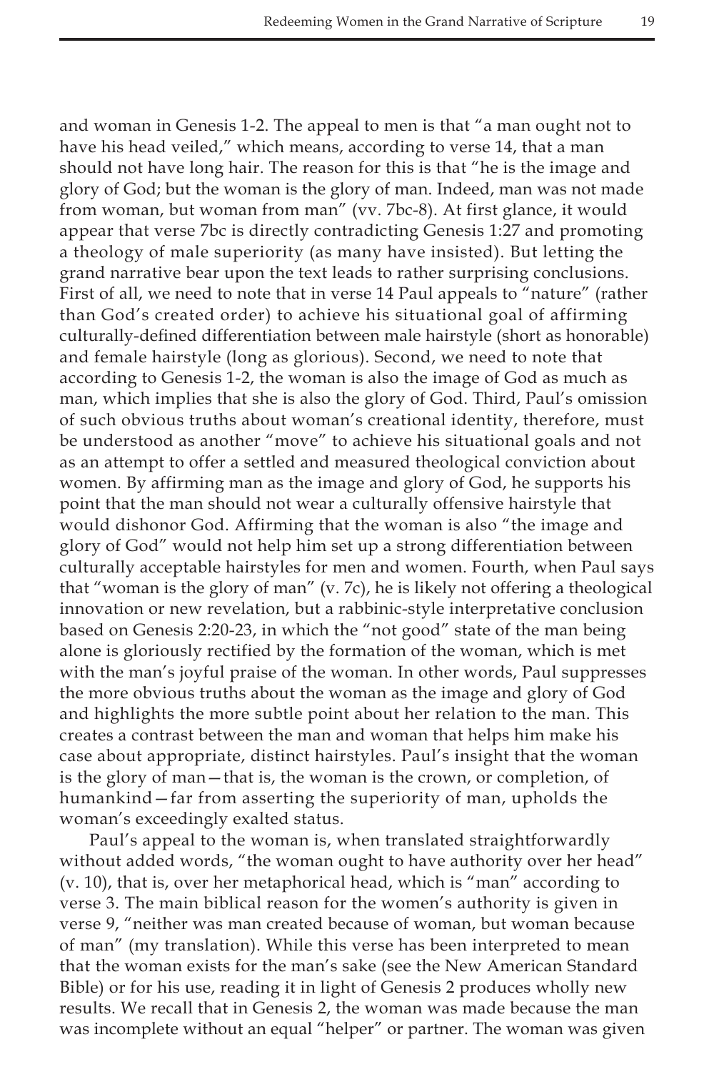and woman in Genesis 1-2. The appeal to men is that "a man ought not to have his head veiled," which means, according to verse 14, that a man should not have long hair. The reason for this is that "he is the image and glory of God; but the woman is the glory of man. Indeed, man was not made from woman, but woman from man" (vv. 7bc-8). At first glance, it would appear that verse 7bc is directly contradicting Genesis 1:27 and promoting a theology of male superiority (as many have insisted). But letting the grand narrative bear upon the text leads to rather surprising conclusions. First of all, we need to note that in verse 14 Paul appeals to "nature" (rather than God's created order) to achieve his situational goal of affirming culturally-defined differentiation between male hairstyle (short as honorable) and female hairstyle (long as glorious). Second, we need to note that according to Genesis 1-2, the woman is also the image of God as much as man, which implies that she is also the glory of God. Third, Paul's omission of such obvious truths about woman's creational identity, therefore, must be understood as another "move" to achieve his situational goals and not as an attempt to offer a settled and measured theological conviction about women. By affirming man as the image and glory of God, he supports his point that the man should not wear a culturally offensive hairstyle that would dishonor God. Affirming that the woman is also "the image and glory of God" would not help him set up a strong differentiation between culturally acceptable hairstyles for men and women. Fourth, when Paul says that "woman is the glory of man" (v. 7c), he is likely not offering a theological innovation or new revelation, but a rabbinic-style interpretative conclusion based on Genesis 2:20-23, in which the "not good" state of the man being alone is gloriously rectified by the formation of the woman, which is met with the man's joyful praise of the woman. In other words, Paul suppresses the more obvious truths about the woman as the image and glory of God and highlights the more subtle point about her relation to the man. This creates a contrast between the man and woman that helps him make his case about appropriate, distinct hairstyles. Paul's insight that the woman is the glory of man—that is, the woman is the crown, or completion, of humankind—far from asserting the superiority of man, upholds the woman's exceedingly exalted status.

Paul's appeal to the woman is, when translated straightforwardly without added words, "the woman ought to have authority over her head" (v. 10), that is, over her metaphorical head, which is "man" according to verse 3. The main biblical reason for the women's authority is given in verse 9, "neither was man created because of woman, but woman because of man" (my translation). While this verse has been interpreted to mean that the woman exists for the man's sake (see the New American Standard Bible) or for his use, reading it in light of Genesis 2 produces wholly new results. We recall that in Genesis 2, the woman was made because the man was incomplete without an equal "helper" or partner. The woman was given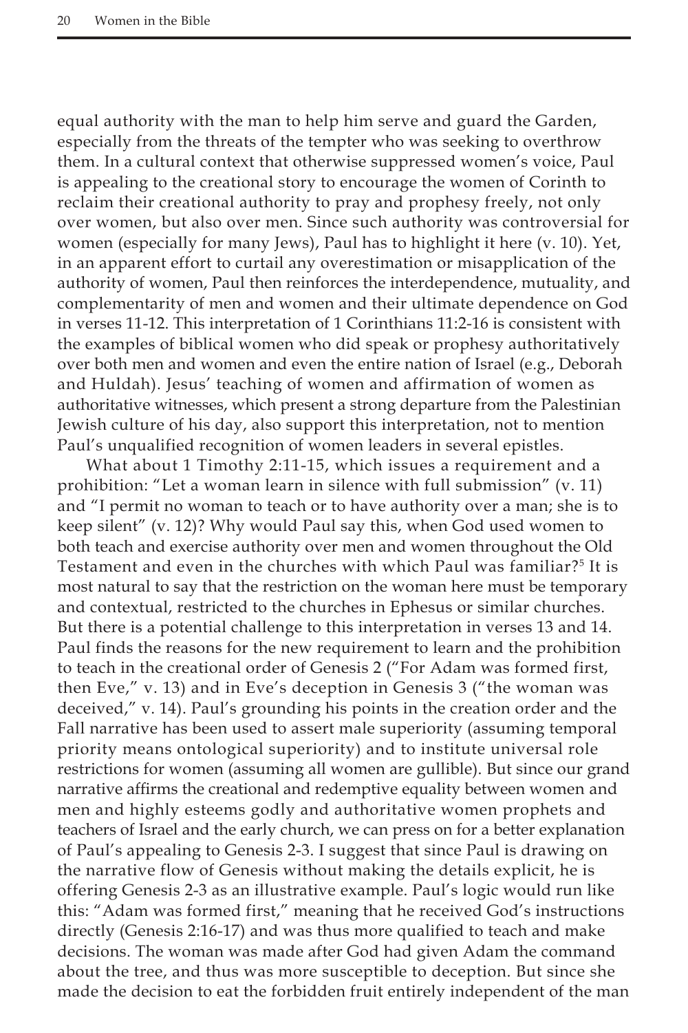equal authority with the man to help him serve and guard the Garden, especially from the threats of the tempter who was seeking to overthrow them. In a cultural context that otherwise suppressed women's voice, Paul is appealing to the creational story to encourage the women of Corinth to reclaim their creational authority to pray and prophesy freely, not only over women, but also over men. Since such authority was controversial for women (especially for many Jews), Paul has to highlight it here (v. 10). Yet, in an apparent effort to curtail any overestimation or misapplication of the authority of women, Paul then reinforces the interdependence, mutuality, and complementarity of men and women and their ultimate dependence on God in verses 11-12. This interpretation of 1 Corinthians 11:2-16 is consistent with the examples of biblical women who did speak or prophesy authoritatively over both men and women and even the entire nation of Israel (e.g., Deborah and Huldah). Jesus' teaching of women and affirmation of women as authoritative witnesses, which present a strong departure from the Palestinian Jewish culture of his day, also support this interpretation, not to mention Paul's unqualified recognition of women leaders in several epistles.

What about 1 Timothy 2:11-15, which issues a requirement and a prohibition: "Let a woman learn in silence with full submission" (v. 11) and "I permit no woman to teach or to have authority over a man; she is to keep silent" (v. 12)? Why would Paul say this, when God used women to both teach and exercise authority over men and women throughout the Old Testament and even in the churches with which Paul was familiar?[5] It is most natural to say that the restriction on the woman here must be temporary and contextual, restricted to the churches in Ephesus or similar churches. But there is a potential challenge to this interpretation in verses 13 and 14. Paul finds the reasons for the new requirement to learn and the prohibition to teach in the creational order of Genesis 2 ("For Adam was formed first, then Eve," v. 13) and in Eve's deception in Genesis 3 ("the woman was deceived," v. 14). Paul's grounding his points in the creation order and the Fall narrative has been used to assert male superiority (assuming temporal priority means ontological superiority) and to institute universal role restrictions for women (assuming all women are gullible). But since our grand narrative affirms the creational and redemptive equality between women and men and highly esteems godly and authoritative women prophets and teachers of Israel and the early church, we can press on for a better explanation of Paul's appealing to Genesis 2-3. I suggest that since Paul is drawing on the narrative flow of Genesis without making the details explicit, he is offering Genesis 2-3 as an illustrative example. Paul's logic would run like this: "Adam was formed first," meaning that he received God's instructions directly (Genesis 2:16-17) and was thus more qualified to teach and make decisions. The woman was made after God had given Adam the command about the tree, and thus was more susceptible to deception. But since she made the decision to eat the forbidden fruit entirely independent of the man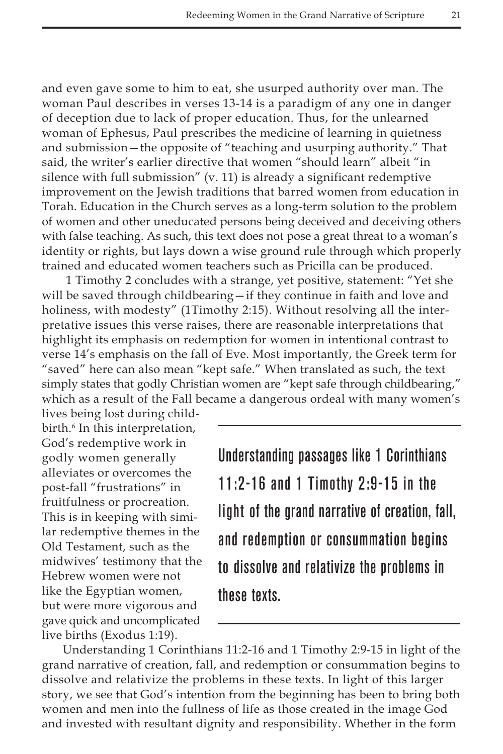and even gave some to him to eat, she usurped authority over man. The woman Paul describes in verses 13-14 is a paradigm of any one in danger of deception due to lack of proper education. Thus, for the unlearned woman of Ephesus, Paul prescribes the medicine of learning in quietness and submission—the opposite of "teaching and usurping authority." That said, the writer's earlier directive that women "should learn" albeit "in silence with full submission" (v. 11) is already a significant redemptive improvement on the Jewish traditions that barred women from education in Torah. Education in the Church serves as a long-term solution to the problem of women and other uneducated persons being deceived and deceiving others with false teaching. As such, this text does not pose a great threat to a woman's identity or rights, but lays down a wise ground rule through which properly trained and educated women teachers such as Pricilla can be produced.

1 Timothy 2 concludes with a strange, yet positive, statement: "Yet she will be saved through childbearing—if they continue in faith and love and holiness, with modesty" (1Timothy 2:15). Without resolving all the interpretative issues this verse raises, there are reasonable interpretations that highlight its emphasis on redemption for women in intentional contrast to verse 14's emphasis on the fall of Eve. Most importantly, the Greek term for "saved" here can also mean "kept safe." When translated as such, the text simply states that godly Christian women are "kept safe through childbearing," which as a result of the Fall became a dangerous ordeal with many women's lives being lost during childbirth.[6] In this interpretation, God's redemptive work in godly women generally alleviates or overcomes the post-fall "frustrations" in fruitfulness or procreation. This is in keeping with similar redemptive themes in the Old Testament, such as the midwives' testimony that the Hebrew women were not like the Egyptian women, but were more vigorous and gave quick and uncomplicated live births (Exodus 1:19).

> Understanding passages like 1 Corinthians 11:2-16 and 1 Timothy 2:9-15 in the light of the grand narrative of creation, fall, and redemption or consummation begins to dissolve and relativize the problems in these texts.

Understanding 1 Corinthians 11:2-16 and 1 Timothy 2:9-15 in light of the grand narrative of creation, fall, and redemption or consummation begins to dissolve and relativize the problems in these texts. In light of this larger story, we see that God's intention from the beginning has been to bring both women and men into the fullness of life as those created in the image God and invested with resultant dignity and responsibility. Whether in the form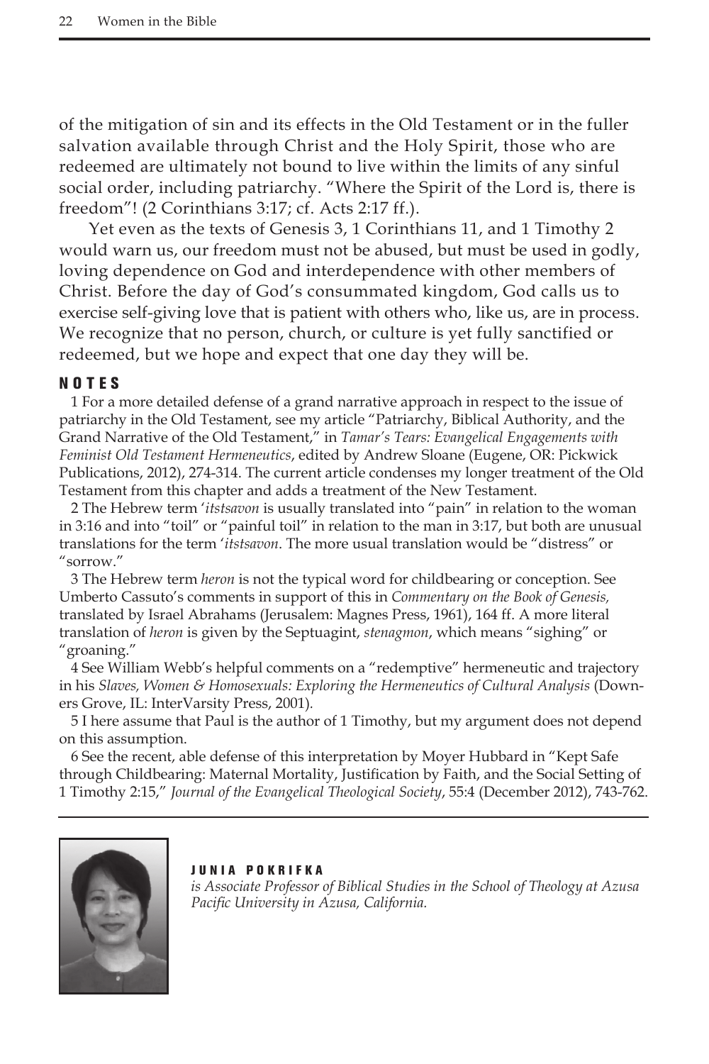of the mitigation of sin and its effects in the Old Testament or in the fuller salvation available through Christ and the Holy Spirit, those who are redeemed are ultimately not bound to live within the limits of any sinful social order, including patriarchy. "Where the Spirit of the Lord is, there is freedom"! (2 Corinthians 3:17; cf. Acts 2:17 ff.).

Yet even as the texts of Genesis 3, 1 Corinthians 11, and 1 Timothy 2 would warn us, our freedom must not be abused, but must be used in godly, loving dependence on God and interdependence with other members of Christ. Before the day of God's consummated kingdom, God calls us to exercise self-giving love that is patient with others who, like us, are in process. We recognize that no person, church, or culture is yet fully sanctified or redeemed, but we hope and expect that one day they will be.

## NOTES

1 For a more detailed defense of a grand narrative approach in respect to the issue of patriarchy in the Old Testament, see my article "Patriarchy, Biblical Authority, and the Grand Narrative of the Old Testament," in *Tamar's Tears: Evangelical Engagements with Feminist Old Testament Hermeneutics*, edited by Andrew Sloane (Eugene, OR: Pickwick Publications, 2012), 274-314. The current article condenses my longer treatment of the Old Testament from this chapter and adds a treatment of the New Testament.

2 The Hebrew term *'itstsavon* is usually translated into "pain" in relation to the woman in 3:16 and into "toil" or "painful toil" in relation to the man in 3:17, but both are unusual translations for the term *'itstsavon*. The more usual translation would be "distress" or "sorrow."

3 The Hebrew term *heron* is not the typical word for childbearing or conception. See Umberto Cassuto's comments in support of this in *Commentary on the Book of Genesis,* translated by Israel Abrahams (Jerusalem: Magnes Press, 1961), 164 ff. A more literal translation of *heron* is given by the Septuagint, *stenagmon*, which means "sighing" or "groaning."

4 See William Webb's helpful comments on a "redemptive" hermeneutic and trajectory in his *Slaves, Women & Homosexuals: Exploring the Hermeneutics of Cultural Analysis* (Downers Grove, IL: InterVarsity Press, 2001).

5 I here assume that Paul is the author of 1 Timothy, but my argument does not depend on this assumption.

6 See the recent, able defense of this interpretation by Moyer Hubbard in "Kept Safe through Childbearing: Maternal Mortality, Justification by Faith, and the Social Setting of 1 Timothy 2:15," *Journal of the Evangelical Theological Society*, 55:4 (December 2012), 743-762.

---

**JUNIA POKRIFKA**
*is Associate Professor of Biblical Studies in the School of Theology at Azusa Pacific University in Azusa, California.*